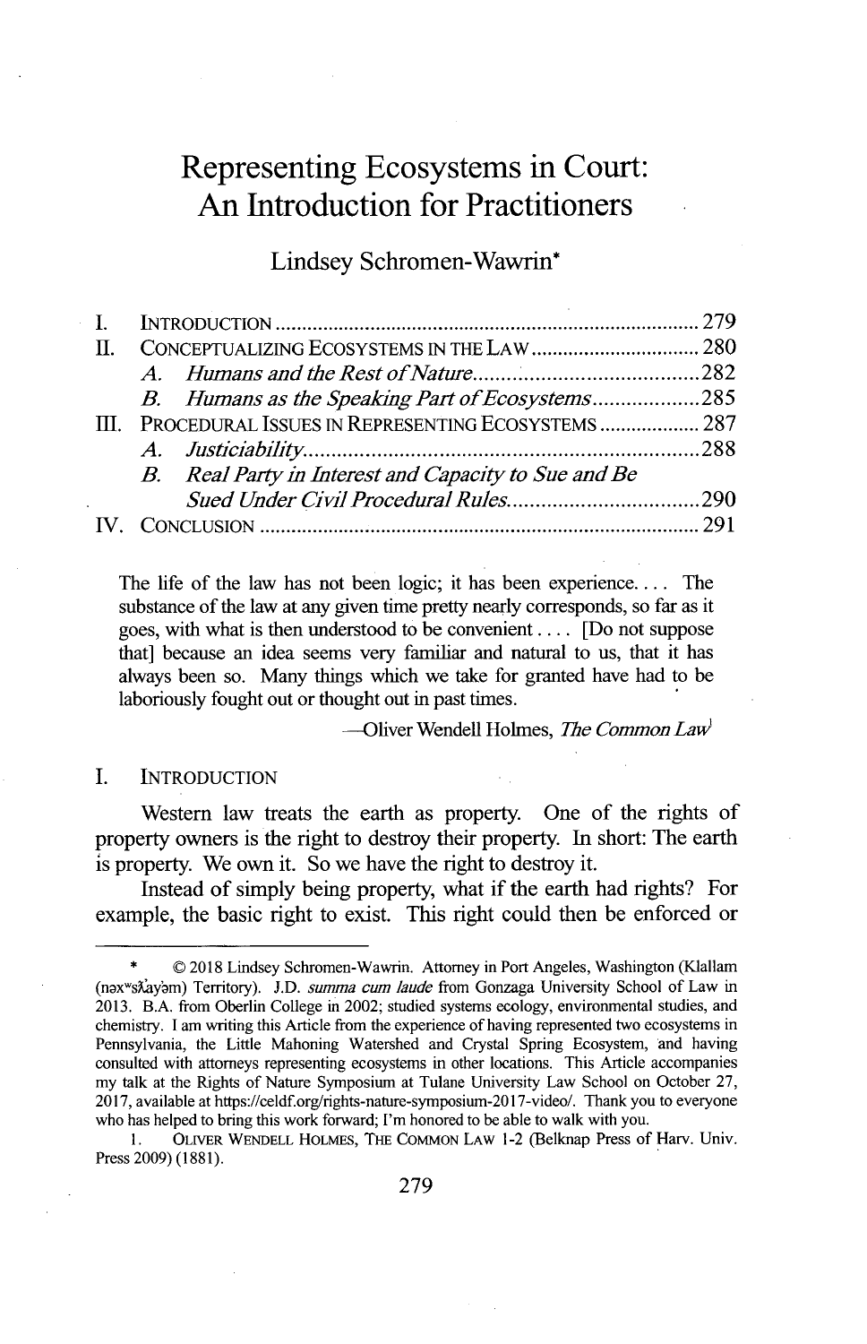# Representing Ecosystems in Court: An Introduction for Practitioners

Lindsey Schromen-Wawrin*

I. INTRODUCTION ........ 279
II. CONCEPTUALIZING ECOSYSTEMS IN THE LAW ........ 280
  A. *Humans and the Rest of Nature* ........ 282
  B. *Humans as the Speaking Part of Ecosystems* ........ 285
III. PROCEDURAL ISSUES IN REPRESENTING ECOSYSTEMS ........ 287
  A. *Justiciability* ........ 288
  B. *Real Party in Interest and Capacity to Sue and Be Sued Under Civil Procedural Rules* ........ 290
IV. CONCLUSION ........ 291

> The life of the law has not been logic; it has been experience. . . . The substance of the law at any given time pretty nearly corresponds, so far as it goes, with what is then understood to be convenient . . . . [Do not suppose that] because an idea seems very familiar and natural to us, that it has always been so. Many things which we take for granted have had to be laboriously fought out or thought out in past times.
>
> —Oliver Wendell Holmes, *The Common Law*[1]

## I. INTRODUCTION

Western law treats the earth as property. One of the rights of property owners is the right to destroy their property. In short: The earth is property. We own it. So we have the right to destroy it.

Instead of simply being property, what if the earth had rights? For example, the basic right to exist. This right could then be enforced or

---

\* © 2018 Lindsey Schromen-Wawrin. Attorney in Port Angeles, Washington (Klallam (nəxʷsƛ̕ayəm) Territory). J.D. *summa cum laude* from Gonzaga University School of Law in 2013. B.A. from Oberlin College in 2002; studied systems ecology, environmental studies, and chemistry. I am writing this Article from the experience of having represented two ecosystems in Pennsylvania, the Little Mahoning Watershed and Crystal Spring Ecosystem, and having consulted with attorneys representing ecosystems in other locations. This Article accompanies my talk at the Rights of Nature Symposium at Tulane University Law School on October 27, 2017, available at https://celdf.org/rights-nature-symposium-2017-video/. Thank you to everyone who has helped to bring this work forward; I'm honored to be able to walk with you.

1. OLIVER WENDELL HOLMES, THE COMMON LAW 1-2 (Belknap Press of Harv. Univ. Press 2009) (1881).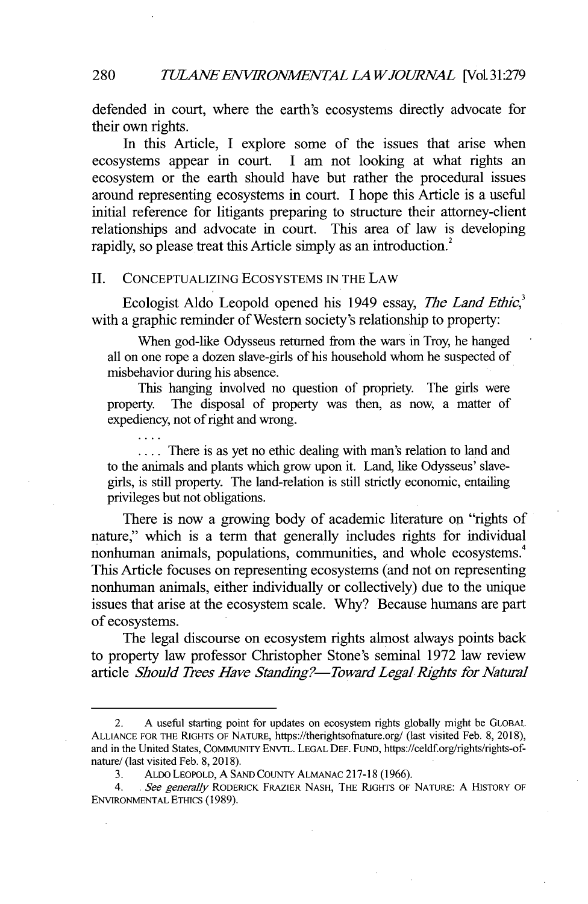defended in court, where the earth's ecosystems directly advocate for their own rights.

In this Article, I explore some of the issues that arise when ecosystems appear in court. I am not looking at what rights an ecosystem or the earth should have but rather the procedural issues around representing ecosystems in court. I hope this Article is a useful initial reference for litigants preparing to structure their attorney-client relationships and advocate in court. This area of law is developing rapidly, so please treat this Article simply as an introduction.[2]

## II. CONCEPTUALIZING ECOSYSTEMS IN THE LAW

Ecologist Aldo Leopold opened his 1949 essay, *The Land Ethic*,[3] with a graphic reminder of Western society's relationship to property:

> When god-like Odysseus returned from the wars in Troy, he hanged all on one rope a dozen slave-girls of his household whom he suspected of misbehavior during his absence.
>
> This hanging involved no question of propriety. The girls were property. The disposal of property was then, as now, a matter of expediency, not of right and wrong.
>
> . . . .
>
> . . . . There is as yet no ethic dealing with man's relation to land and to the animals and plants which grow upon it. Land, like Odysseus' slave-girls, is still property. The land-relation is still strictly economic, entailing privileges but not obligations.

There is now a growing body of academic literature on "rights of nature," which is a term that generally includes rights for individual nonhuman animals, populations, communities, and whole ecosystems.[4] This Article focuses on representing ecosystems (and not on representing nonhuman animals, either individually or collectively) due to the unique issues that arise at the ecosystem scale. Why? Because humans are part of ecosystems.

The legal discourse on ecosystem rights almost always points back to property law professor Christopher Stone's seminal 1972 law review article *Should Trees Have Standing?—Toward Legal Rights for Natural*

---

2. A useful starting point for updates on ecosystem rights globally might be GLOBAL ALLIANCE FOR THE RIGHTS OF NATURE, https://therightsofnature.org/ (last visited Feb. 8, 2018), and in the United States, COMMUNITY ENVTL. LEGAL DEF. FUND, https://celdf.org/rights/rights-of-nature/ (last visited Feb. 8, 2018).

3. ALDO LEOPOLD, A SAND COUNTY ALMANAC 217-18 (1966).

4. *See generally* RODERICK FRAZIER NASH, THE RIGHTS OF NATURE: A HISTORY OF ENVIRONMENTAL ETHICS (1989).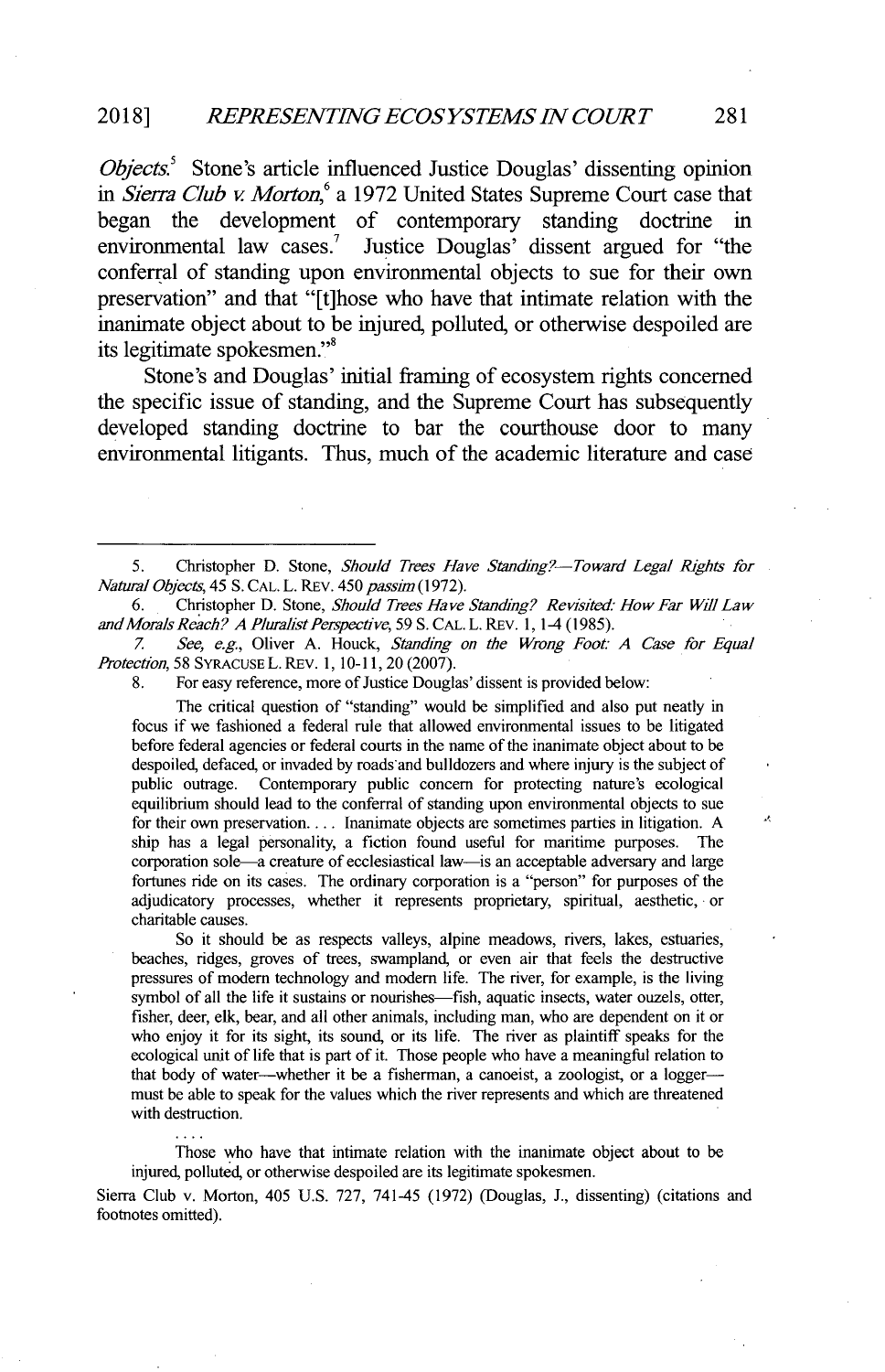*Objects*.[5] Stone's article influenced Justice Douglas' dissenting opinion in *Sierra Club v. Morton*,[6] a 1972 United States Supreme Court case that began the development of contemporary standing doctrine in environmental law cases.[7] Justice Douglas' dissent argued for "the conferral of standing upon environmental objects to sue for their own preservation" and that "[t]hose who have that intimate relation with the inanimate object about to be injured, polluted, or otherwise despoiled are its legitimate spokesmen."[8]

Stone's and Douglas' initial framing of ecosystem rights concerned the specific issue of standing, and the Supreme Court has subsequently developed standing doctrine to bar the courthouse door to many environmental litigants. Thus, much of the academic literature and case

---

5. Christopher D. Stone, *Should Trees Have Standing?—Toward Legal Rights for Natural Objects*, 45 S. CAL. L. REV. 450 *passim* (1972).

6. Christopher D. Stone, *Should Trees Have Standing? Revisited: How Far Will Law and Morals Reach? A Pluralist Perspective*, 59 S. CAL. L. REV. 1, 1-4 (1985).

7. *See, e.g.*, Oliver A. Houck, *Standing on the Wrong Foot: A Case for Equal Protection*, 58 SYRACUSE L. REV. 1, 10-11, 20 (2007).

8. For easy reference, more of Justice Douglas' dissent is provided below:

> The critical question of "standing" would be simplified and also put neatly in focus if we fashioned a federal rule that allowed environmental issues to be litigated before federal agencies or federal courts in the name of the inanimate object about to be despoiled, defaced, or invaded by roads and bulldozers and where injury is the subject of public outrage. Contemporary public concern for protecting nature's ecological equilibrium should lead to the conferral of standing upon environmental objects to sue for their own preservation. . . . Inanimate objects are sometimes parties in litigation. A ship has a legal personality, a fiction found useful for maritime purposes. The corporation sole—a creature of ecclesiastical law—is an acceptable adversary and large fortunes ride on its cases. The ordinary corporation is a "person" for purposes of the adjudicatory processes, whether it represents proprietary, spiritual, aesthetic, or charitable causes.
>
> So it should be as respects valleys, alpine meadows, rivers, lakes, estuaries, beaches, ridges, groves of trees, swampland, or even air that feels the destructive pressures of modern technology and modern life. The river, for example, is the living symbol of all the life it sustains or nourishes—fish, aquatic insects, water ouzels, otter, fisher, deer, elk, bear, and all other animals, including man, who are dependent on it or who enjoy it for its sight, its sound, or its life. The river as plaintiff speaks for the ecological unit of life that is part of it. Those people who have a meaningful relation to that body of water—whether it be a fisherman, a canoeist, a zoologist, or a logger—must be able to speak for the values which the river represents and which are threatened with destruction.
>
> . . . .
>
> Those who have that intimate relation with the inanimate object about to be injured, polluted, or otherwise despoiled are its legitimate spokesmen.

Sierra Club v. Morton, 405 U.S. 727, 741-45 (1972) (Douglas, J., dissenting) (citations and footnotes omitted).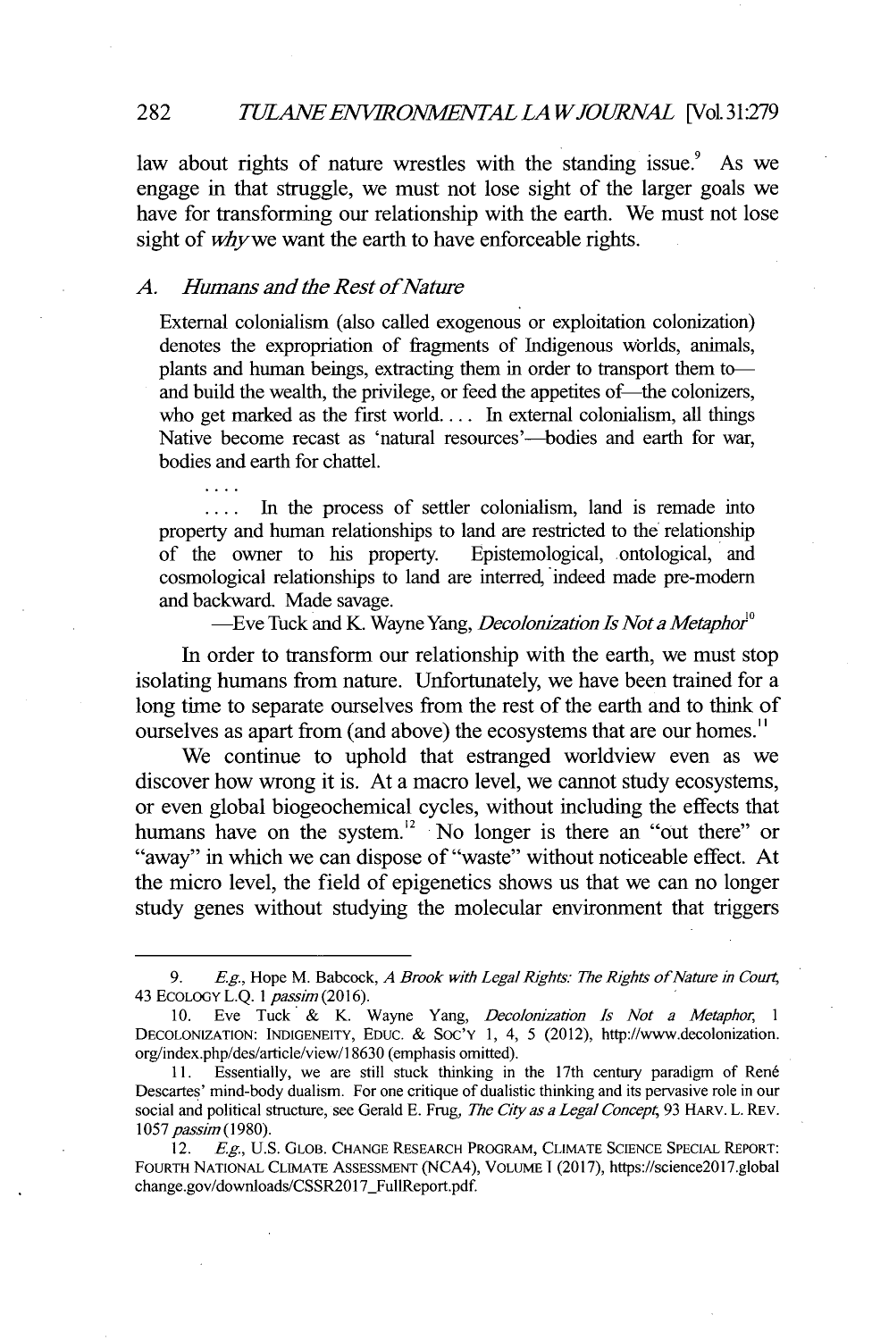law about rights of nature wrestles with the standing issue.[9] As we engage in that struggle, we must not lose sight of the larger goals we have for transforming our relationship with the earth. We must not lose sight of *why* we want the earth to have enforceable rights.

### *A. Humans and the Rest of Nature*

> External colonialism (also called exogenous or exploitation colonization) denotes the expropriation of fragments of Indigenous worlds, animals, plants and human beings, extracting them in order to transport them to—and build the wealth, the privilege, or feed the appetites of—the colonizers, who get marked as the first world. . . . In external colonialism, all things Native become recast as 'natural resources'—bodies and earth for war, bodies and earth for chattel.
>
> . . . .
>
> . . . . In the process of settler colonialism, land is remade into property and human relationships to land are restricted to the relationship of the owner to his property. Epistemological, ontological, and cosmological relationships to land are interred, indeed made pre-modern and backward. Made savage.
>
> —Eve Tuck and K. Wayne Yang, *Decolonization Is Not a Metaphor*[10]

In order to transform our relationship with the earth, we must stop isolating humans from nature. Unfortunately, we have been trained for a long time to separate ourselves from the rest of the earth and to think of ourselves as apart from (and above) the ecosystems that are our homes.[11]

We continue to uphold that estranged worldview even as we discover how wrong it is. At a macro level, we cannot study ecosystems, or even global biogeochemical cycles, without including the effects that humans have on the system.[12] No longer is there an "out there" or "away" in which we can dispose of "waste" without noticeable effect. At the micro level, the field of epigenetics shows us that we can no longer study genes without studying the molecular environment that triggers

---

9. *E.g.*, Hope M. Babcock, *A Brook with Legal Rights: The Rights of Nature in Court*, 43 ECOLOGY L.Q. 1 *passim* (2016).

10. Eve Tuck & K. Wayne Yang, *Decolonization Is Not a Metaphor*, 1 DECOLONIZATION: INDIGENEITY, EDUC. & SOC'Y 1, 4, 5 (2012), http://www.decolonization.org/index.php/des/article/view/18630 (emphasis omitted).

11. Essentially, we are still stuck thinking in the 17th century paradigm of René Descartes' mind-body dualism. For one critique of dualistic thinking and its pervasive role in our social and political structure, see Gerald E. Frug, *The City as a Legal Concept*, 93 HARV. L. REV. 1057 *passim* (1980).

12. *E.g.*, U.S. GLOB. CHANGE RESEARCH PROGRAM, CLIMATE SCIENCE SPECIAL REPORT: FOURTH NATIONAL CLIMATE ASSESSMENT (NCA4), VOLUME I (2017), https://science2017.globalchange.gov/downloads/CSSR2017_FullReport.pdf.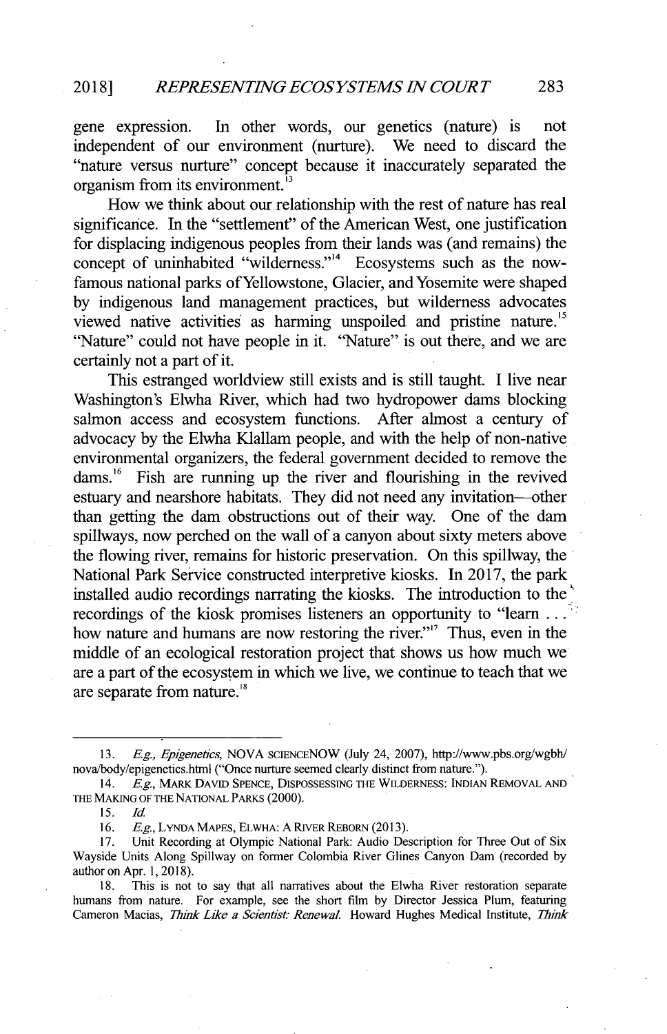gene expression. In other words, our genetics (nature) is not independent of our environment (nurture). We need to discard the "nature versus nurture" concept because it inaccurately separated the organism from its environment.[13]

How we think about our relationship with the rest of nature has real significance. In the "settlement" of the American West, one justification for displacing indigenous peoples from their lands was (and remains) the concept of uninhabited "wilderness."[14] Ecosystems such as the now-famous national parks of Yellowstone, Glacier, and Yosemite were shaped by indigenous land management practices, but wilderness advocates viewed native activities as harming unspoiled and pristine nature.[15] "Nature" could not have people in it. "Nature" is out there, and we are certainly not a part of it.

This estranged worldview still exists and is still taught. I live near Washington's Elwha River, which had two hydropower dams blocking salmon access and ecosystem functions. After almost a century of advocacy by the Elwha Klallam people, and with the help of non-native environmental organizers, the federal government decided to remove the dams.[16] Fish are running up the river and flourishing in the revived estuary and nearshore habitats. They did not need any invitation—other than getting the dam obstructions out of their way. One of the dam spillways, now perched on the wall of a canyon about sixty meters above the flowing river, remains for historic preservation. On this spillway, the National Park Service constructed interpretive kiosks. In 2017, the park installed audio recordings narrating the kiosks. The introduction to the recordings of the kiosk promises listeners an opportunity to "learn . . . how nature and humans are now restoring the river."[17] Thus, even in the middle of an ecological restoration project that shows us how much we are a part of the ecosystem in which we live, we continue to teach that we are separate from nature.[18]

---

13. *E.g.*, *Epigenetics*, NOVA SCIENCENOW (July 24, 2007), http://www.pbs.org/wgbh/nova/body/epigenetics.html ("Once nurture seemed clearly distinct from nature.").

14. *E.g.*, MARK DAVID SPENCE, DISPOSSESSING THE WILDERNESS: INDIAN REMOVAL AND THE MAKING OF THE NATIONAL PARKS (2000).

15. *Id.*

16. *E.g.*, LYNDA MAPES, ELWHA: A RIVER REBORN (2013).

17. Unit Recording at Olympic National Park: Audio Description for Three Out of Six Wayside Units Along Spillway on former Colombia River Glines Canyon Dam (recorded by author on Apr. 1, 2018).

18. This is not to say that all narratives about the Elwha River restoration separate humans from nature. For example, see the short film by Director Jessica Plum, featuring Cameron Macias, *Think Like a Scientist: Renewal*. Howard Hughes Medical Institute, *Think*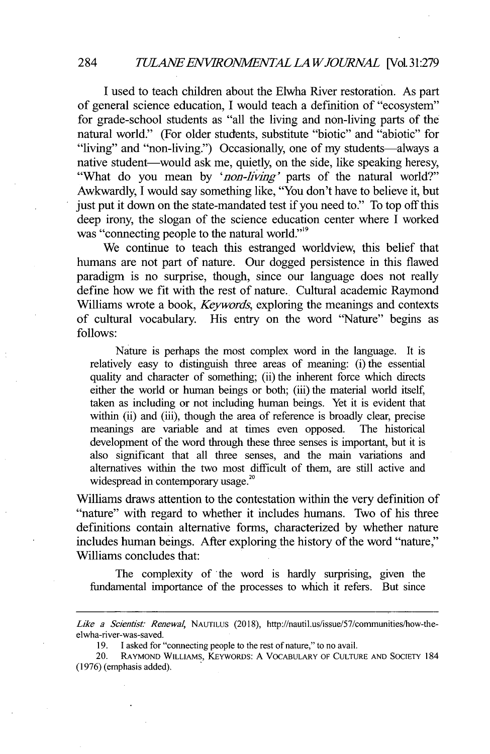I used to teach children about the Elwha River restoration. As part of general science education, I would teach a definition of "ecosystem" for grade-school students as "all the living and non-living parts of the natural world." (For older students, substitute "biotic" and "abiotic" for "living" and "non-living.") Occasionally, one of my students—always a native student—would ask me, quietly, on the side, like speaking heresy, "What do you mean by '*non-living*' parts of the natural world?" Awkwardly, I would say something like, "You don't have to believe it, but just put it down on the state-mandated test if you need to." To top off this deep irony, the slogan of the science education center where I worked was "connecting people to the natural world."[19]

We continue to teach this estranged worldview, this belief that humans are not part of nature. Our dogged persistence in this flawed paradigm is no surprise, though, since our language does not really define how we fit with the rest of nature. Cultural academic Raymond Williams wrote a book, *Keywords*, exploring the meanings and contexts of cultural vocabulary. His entry on the word "Nature" begins as follows:

> Nature is perhaps the most complex word in the language. It is relatively easy to distinguish three areas of meaning: (i) the essential quality and character of something; (ii) the inherent force which directs either the world or human beings or both; (iii) the material world itself, taken as including or not including human beings. Yet it is evident that within (ii) and (iii), though the area of reference is broadly clear, precise meanings are variable and at times even opposed. The historical development of the word through these three senses is important, but it is also significant that all three senses, and the main variations and alternatives within the two most difficult of them, are still active and widespread in contemporary usage.[20]

Williams draws attention to the contestation within the very definition of "nature" with regard to whether it includes humans. Two of his three definitions contain alternative forms, characterized by whether nature includes human beings. After exploring the history of the word "nature," Williams concludes that:

> The complexity of the word is hardly surprising, given the fundamental importance of the processes to which it refers. But since

---

*Like a Scientist: Renewal*, NAUTILUS (2018), http://nautil.us/issue/57/communities/how-the-elwha-river-was-saved.

19. I asked for "connecting people to the rest of nature," to no avail.

20. RAYMOND WILLIAMS, KEYWORDS: A VOCABULARY OF CULTURE AND SOCIETY 184 (1976) (emphasis added).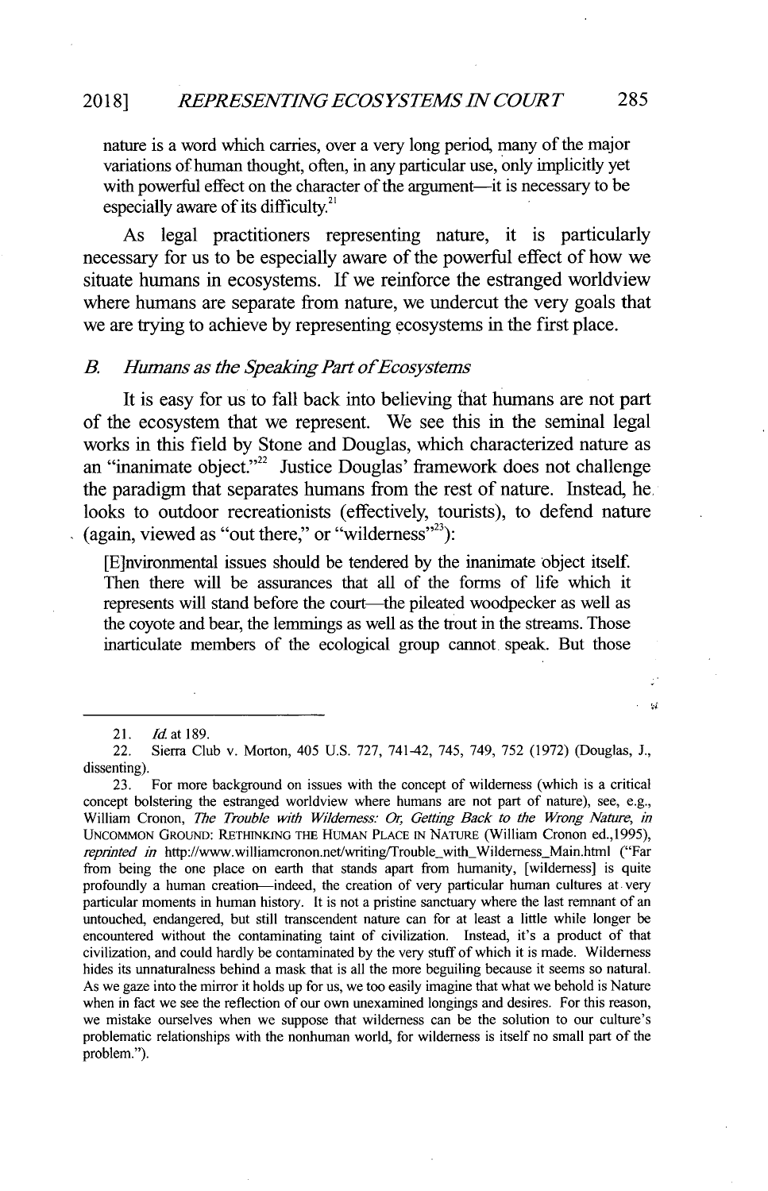nature is a word which carries, over a very long period, many of the major variations of human thought, often, in any particular use, only implicitly yet with powerful effect on the character of the argument—it is necessary to be especially aware of its difficulty.[21]

As legal practitioners representing nature, it is particularly necessary for us to be especially aware of the powerful effect of how we situate humans in ecosystems. If we reinforce the estranged worldview where humans are separate from nature, we undercut the very goals that we are trying to achieve by representing ecosystems in the first place.

### *B. Humans as the Speaking Part of Ecosystems*

It is easy for us to fall back into believing that humans are not part of the ecosystem that we represent. We see this in the seminal legal works in this field by Stone and Douglas, which characterized nature as an "inanimate object."[22] Justice Douglas' framework does not challenge the paradigm that separates humans from the rest of nature. Instead, he looks to outdoor recreationists (effectively, tourists), to defend nature (again, viewed as "out there," or "wilderness"[23]):

[E]nvironmental issues should be tendered by the inanimate object itself. Then there will be assurances that all of the forms of life which it represents will stand before the court—the pileated woodpecker as well as the coyote and bear, the lemmings as well as the trout in the streams. Those inarticulate members of the ecological group cannot speak. But those

---

21. *Id.* at 189.

22. Sierra Club v. Morton, 405 U.S. 727, 741-42, 745, 749, 752 (1972) (Douglas, J., dissenting).

23. For more background on issues with the concept of wilderness (which is a critical concept bolstering the estranged worldview where humans are not part of nature), see, e.g., William Cronon, *The Trouble with Wilderness: Or, Getting Back to the Wrong Nature*, *in* UNCOMMON GROUND: RETHINKING THE HUMAN PLACE IN NATURE (William Cronon ed.,1995), *reprinted in* http://www.williamcronon.net/writing/Trouble_with_Wilderness_Main.html ("Far from being the one place on earth that stands apart from humanity, [wilderness] is quite profoundly a human creation—indeed, the creation of very particular human cultures at very particular moments in human history. It is not a pristine sanctuary where the last remnant of an untouched, endangered, but still transcendent nature can for at least a little while longer be encountered without the contaminating taint of civilization. Instead, it's a product of that civilization, and could hardly be contaminated by the very stuff of which it is made. Wilderness hides its unnaturalness behind a mask that is all the more beguiling because it seems so natural. As we gaze into the mirror it holds up for us, we too easily imagine that what we behold is Nature when in fact we see the reflection of our own unexamined longings and desires. For this reason, we mistake ourselves when we suppose that wilderness can be the solution to our culture's problematic relationships with the nonhuman world, for wilderness is itself no small part of the problem.").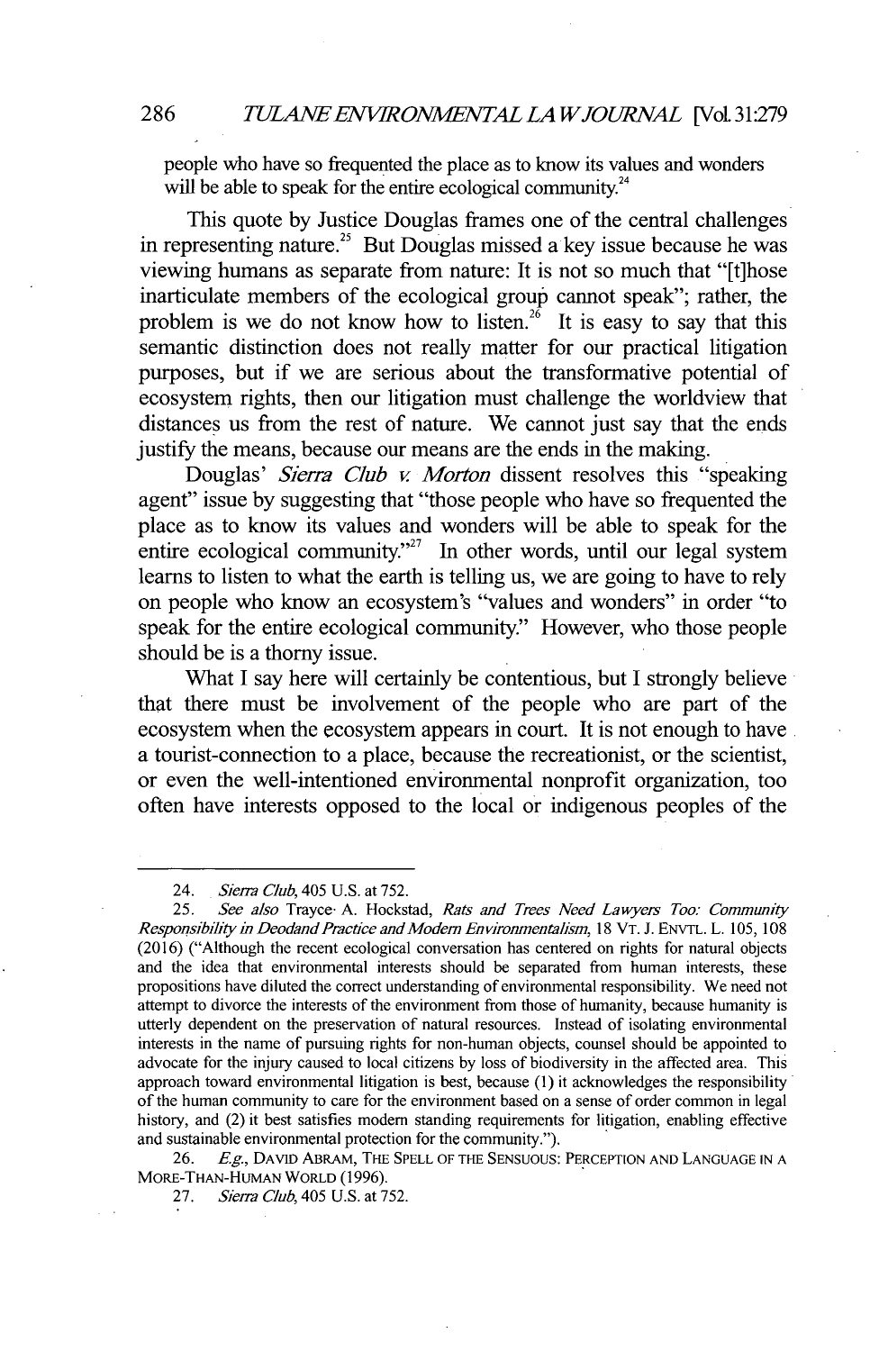people who have so frequented the place as to know its values and wonders will be able to speak for the entire ecological community.[24]

This quote by Justice Douglas frames one of the central challenges in representing nature.[25] But Douglas missed a key issue because he was viewing humans as separate from nature: It is not so much that "[t]hose inarticulate members of the ecological group cannot speak"; rather, the problem is we do not know how to listen.[26] It is easy to say that this semantic distinction does not really matter for our practical litigation purposes, but if we are serious about the transformative potential of ecosystem rights, then our litigation must challenge the worldview that distances us from the rest of nature. We cannot just say that the ends justify the means, because our means are the ends in the making.

Douglas' *Sierra Club v. Morton* dissent resolves this "speaking agent" issue by suggesting that "those people who have so frequented the place as to know its values and wonders will be able to speak for the entire ecological community."[27] In other words, until our legal system learns to listen to what the earth is telling us, we are going to have to rely on people who know an ecosystem's "values and wonders" in order "to speak for the entire ecological community." However, who those people should be is a thorny issue.

What I say here will certainly be contentious, but I strongly believe that there must be involvement of the people who are part of the ecosystem when the ecosystem appears in court. It is not enough to have a tourist-connection to a place, because the recreationist, or the scientist, or even the well-intentioned environmental nonprofit organization, too often have interests opposed to the local or indigenous peoples of the

---

24. *Sierra Club*, 405 U.S. at 752.

25. *See also* Trayce A. Hockstad, *Rats and Trees Need Lawyers Too: Community Responsibility in Deodand Practice and Modern Environmentalism*, 18 VT. J. ENVTL. L. 105, 108 (2016) ("Although the recent ecological conversation has centered on rights for natural objects and the idea that environmental interests should be separated from human interests, these propositions have diluted the correct understanding of environmental responsibility. We need not attempt to divorce the interests of the environment from those of humanity, because humanity is utterly dependent on the preservation of natural resources. Instead of isolating environmental interests in the name of pursuing rights for non-human objects, counsel should be appointed to advocate for the injury caused to local citizens by loss of biodiversity in the affected area. This approach toward environmental litigation is best, because (1) it acknowledges the responsibility of the human community to care for the environment based on a sense of order common in legal history, and (2) it best satisfies modern standing requirements for litigation, enabling effective and sustainable environmental protection for the community.").

26. *E.g.*, DAVID ABRAM, THE SPELL OF THE SENSUOUS: PERCEPTION AND LANGUAGE IN A MORE-THAN-HUMAN WORLD (1996).

27. *Sierra Club*, 405 U.S. at 752.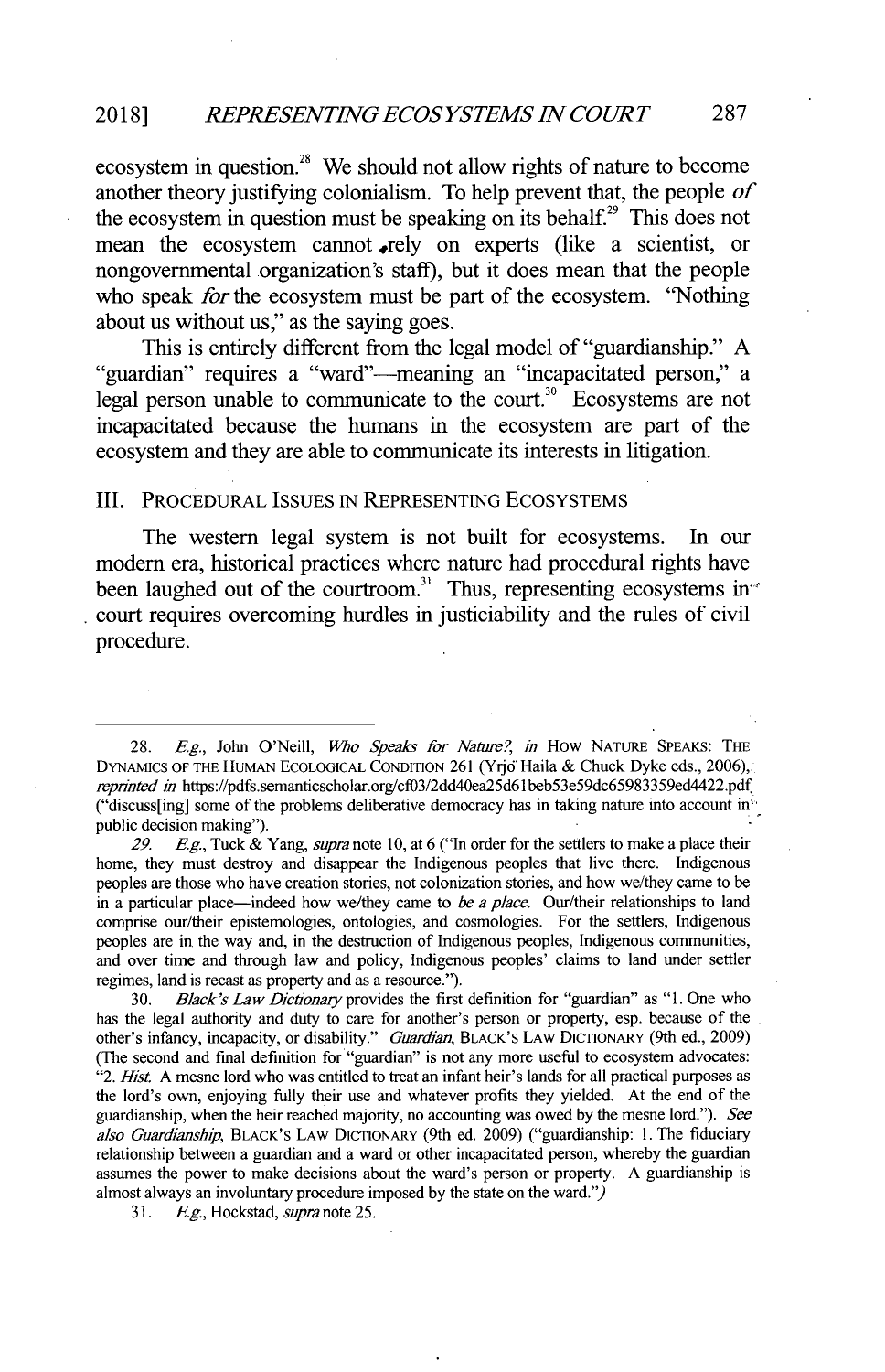ecosystem in question.[28] We should not allow rights of nature to become another theory justifying colonialism. To help prevent that, the people *of* the ecosystem in question must be speaking on its behalf.[29] This does not mean the ecosystem cannot rely on experts (like a scientist, or nongovernmental organization's staff), but it does mean that the people who speak *for* the ecosystem must be part of the ecosystem. "Nothing about us without us," as the saying goes.

This is entirely different from the legal model of "guardianship." A "guardian" requires a "ward"—meaning an "incapacitated person," a legal person unable to communicate to the court.[30] Ecosystems are not incapacitated because the humans in the ecosystem are part of the ecosystem and they are able to communicate its interests in litigation.

## III. Procedural Issues in Representing Ecosystems

The western legal system is not built for ecosystems. In our modern era, historical practices where nature had procedural rights have been laughed out of the courtroom.[31] Thus, representing ecosystems in court requires overcoming hurdles in justiciability and the rules of civil procedure.

---

28. *E.g.*, John O'Neill, *Who Speaks for Nature?*, *in* How Nature Speaks: The Dynamics of the Human Ecological Condition 261 (Yrjö Haila & Chuck Dyke eds., 2006), *reprinted in* https://pdfs.semanticscholar.org/cf03/2dd40ea25d61beb53e59dc65983359ed4422.pdf ("discuss[ing] some of the problems deliberative democracy has in taking nature into account in public decision making").

29. *E.g.*, Tuck & Yang, *supra* note 10, at 6 ("In order for the settlers to make a place their home, they must destroy and disappear the Indigenous peoples that live there. Indigenous peoples are those who have creation stories, not colonization stories, and how we/they came to be in a particular place—indeed how we/they came to *be a place*. Our/their relationships to land comprise our/their epistemologies, ontologies, and cosmologies. For the settlers, Indigenous peoples are in the way and, in the destruction of Indigenous peoples, Indigenous communities, and over time and through law and policy, Indigenous peoples' claims to land under settler regimes, land is recast as property and as a resource.").

30. *Black's Law Dictionary* provides the first definition for "guardian" as "1. One who has the legal authority and duty to care for another's person or property, esp. because of the other's infancy, incapacity, or disability." *Guardian*, Black's Law Dictionary (9th ed., 2009) (The second and final definition for "guardian" is not any more useful to ecosystem advocates: "2. *Hist.* A mesne lord who was entitled to treat an infant heir's lands for all practical purposes as the lord's own, enjoying fully their use and whatever profits they yielded. At the end of the guardianship, when the heir reached majority, no accounting was owed by the mesne lord."). *See also Guardianship*, Black's Law Dictionary (9th ed. 2009) ("guardianship: 1. The fiduciary relationship between a guardian and a ward or other incapacitated person, whereby the guardian assumes the power to make decisions about the ward's person or property. A guardianship is almost always an involuntary procedure imposed by the state on the ward.")

31. *E.g.*, Hockstad, *supra* note 25.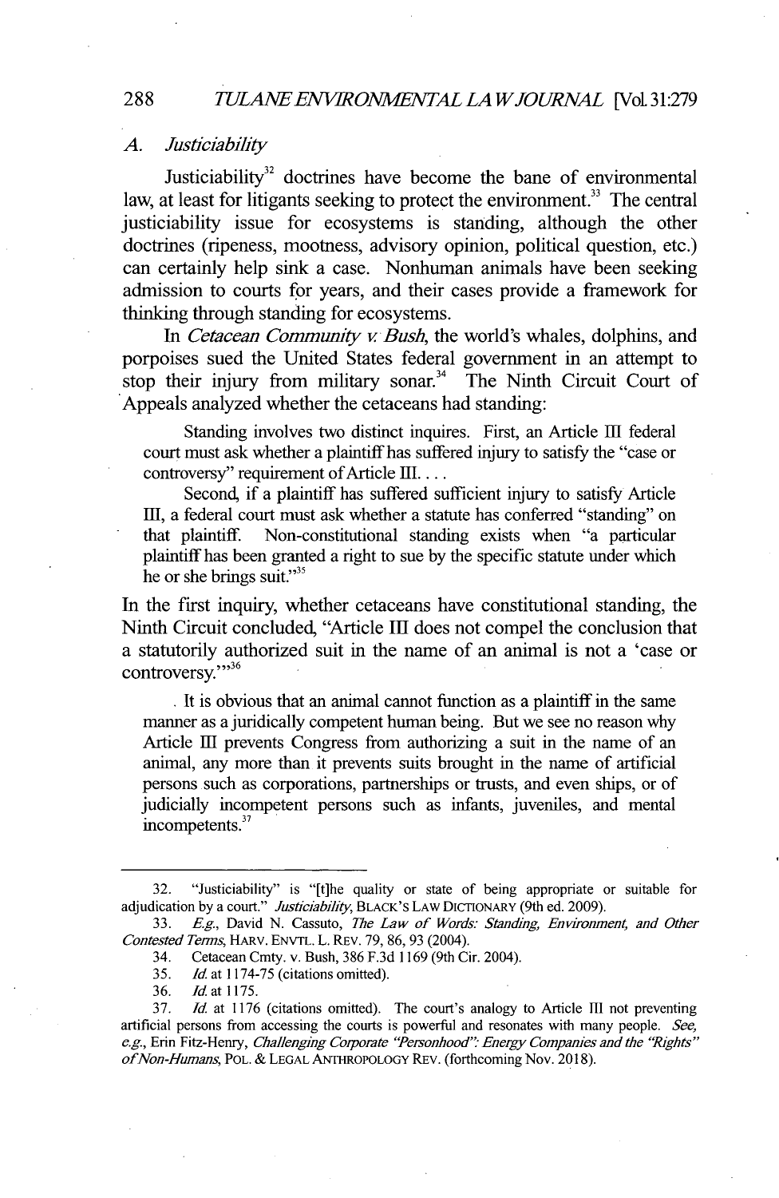### *A. Justiciability*

Justiciability[32] doctrines have become the bane of environmental law, at least for litigants seeking to protect the environment.[33] The central justiciability issue for ecosystems is standing, although the other doctrines (ripeness, mootness, advisory opinion, political question, etc.) can certainly help sink a case. Nonhuman animals have been seeking admission to courts for years, and their cases provide a framework for thinking through standing for ecosystems.

In *Cetacean Community v. Bush*, the world's whales, dolphins, and porpoises sued the United States federal government in an attempt to stop their injury from military sonar.[34] The Ninth Circuit Court of Appeals analyzed whether the cetaceans had standing:

> Standing involves two distinct inquires. First, an Article III federal court must ask whether a plaintiff has suffered injury to satisfy the "case or controversy" requirement of Article III. . . .
>
> Second, if a plaintiff has suffered sufficient injury to satisfy Article III, a federal court must ask whether a statute has conferred "standing" on that plaintiff. Non-constitutional standing exists when "a particular plaintiff has been granted a right to sue by the specific statute under which he or she brings suit."[35]

In the first inquiry, whether cetaceans have constitutional standing, the Ninth Circuit concluded, "Article III does not compel the conclusion that a statutorily authorized suit in the name of an animal is not a 'case or controversy.'"[36]

> It is obvious that an animal cannot function as a plaintiff in the same manner as a juridically competent human being. But we see no reason why Article III prevents Congress from authorizing a suit in the name of an animal, any more than it prevents suits brought in the name of artificial persons such as corporations, partnerships or trusts, and even ships, or of judicially incompetent persons such as infants, juveniles, and mental incompetents.[37]

---

32. "Justiciability" is "[t]he quality or state of being appropriate or suitable for adjudication by a court." *Justiciability*, BLACK'S LAW DICTIONARY (9th ed. 2009).

33. *E.g.*, David N. Cassuto, *The Law of Words: Standing, Environment, and Other Contested Terms*, HARV. ENVTL. L. REV. 79, 86, 93 (2004).

34. Cetacean Cmty. v. Bush, 386 F.3d 1169 (9th Cir. 2004).

35. *Id.* at 1174-75 (citations omitted).

36. *Id.* at 1175.

37. *Id.* at 1176 (citations omitted). The court's analogy to Article III not preventing artificial persons from accessing the courts is powerful and resonates with many people. *See, e.g.*, Erin Fitz-Henry, *Challenging Corporate "Personhood": Energy Companies and the "Rights" of Non-Humans*, POL. & LEGAL ANTHROPOLOGY REV. (forthcoming Nov. 2018).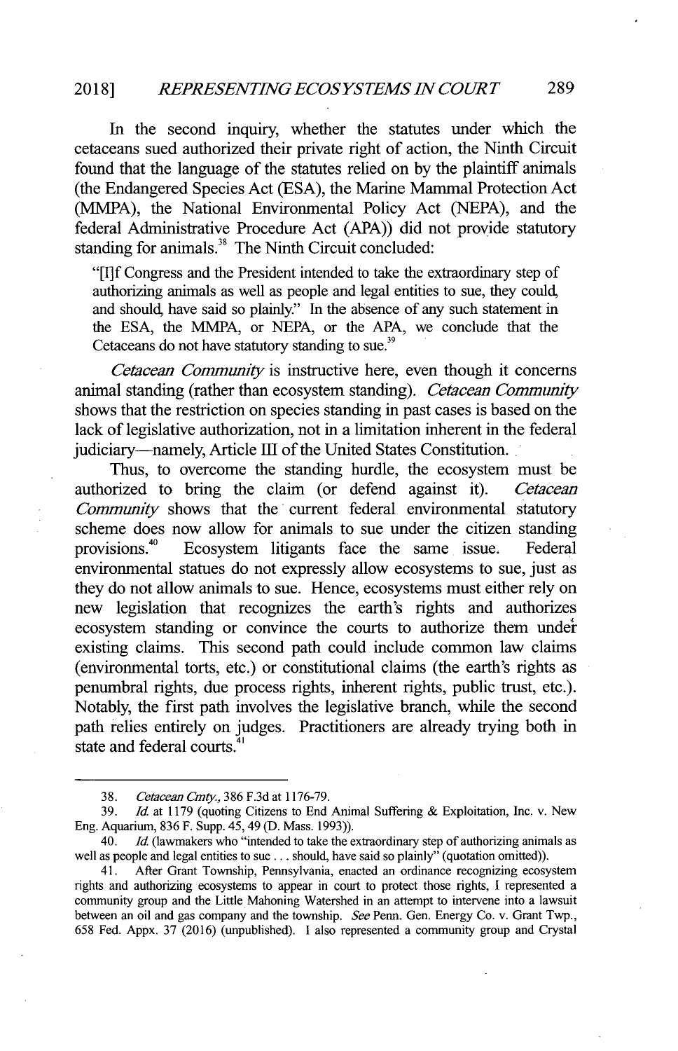In the second inquiry, whether the statutes under which the cetaceans sued authorized their private right of action, the Ninth Circuit found that the language of the statutes relied on by the plaintiff animals (the Endangered Species Act (ESA), the Marine Mammal Protection Act (MMPA), the National Environmental Policy Act (NEPA), and the federal Administrative Procedure Act (APA)) did not provide statutory standing for animals.[38] The Ninth Circuit concluded:

> "[I]f Congress and the President intended to take the extraordinary step of authorizing animals as well as people and legal entities to sue, they could, and should, have said so plainly." In the absence of any such statement in the ESA, the MMPA, or NEPA, or the APA, we conclude that the Cetaceans do not have statutory standing to sue.[39]

*Cetacean Community* is instructive here, even though it concerns animal standing (rather than ecosystem standing). *Cetacean Community* shows that the restriction on species standing in past cases is based on the lack of legislative authorization, not in a limitation inherent in the federal judiciary—namely, Article III of the United States Constitution.

Thus, to overcome the standing hurdle, the ecosystem must be authorized to bring the claim (or defend against it). *Cetacean Community* shows that the current federal environmental statutory scheme does now allow for animals to sue under the citizen standing provisions.[40] Ecosystem litigants face the same issue. Federal environmental statues do not expressly allow ecosystems to sue, just as they do not allow animals to sue. Hence, ecosystems must either rely on new legislation that recognizes the earth's rights and authorizes ecosystem standing or convince the courts to authorize them under existing claims. This second path could include common law claims (environmental torts, etc.) or constitutional claims (the earth's rights as penumbral rights, due process rights, inherent rights, public trust, etc.). Notably, the first path involves the legislative branch, while the second path relies entirely on judges. Practitioners are already trying both in state and federal courts.[41]

---

38. *Cetacean Cmty.*, 386 F.3d at 1176-79.

39. *Id.* at 1179 (quoting Citizens to End Animal Suffering & Exploitation, Inc. v. New Eng. Aquarium, 836 F. Supp. 45, 49 (D. Mass. 1993)).

40. *Id.* (lawmakers who "intended to take the extraordinary step of authorizing animals as well as people and legal entities to sue . . . should, have said so plainly" (quotation omitted)).

41. After Grant Township, Pennsylvania, enacted an ordinance recognizing ecosystem rights and authorizing ecosystems to appear in court to protect those rights, I represented a community group and the Little Mahoning Watershed in an attempt to intervene into a lawsuit between an oil and gas company and the township. *See* Penn. Gen. Energy Co. v. Grant Twp., 658 Fed. Appx. 37 (2016) (unpublished). I also represented a community group and Crystal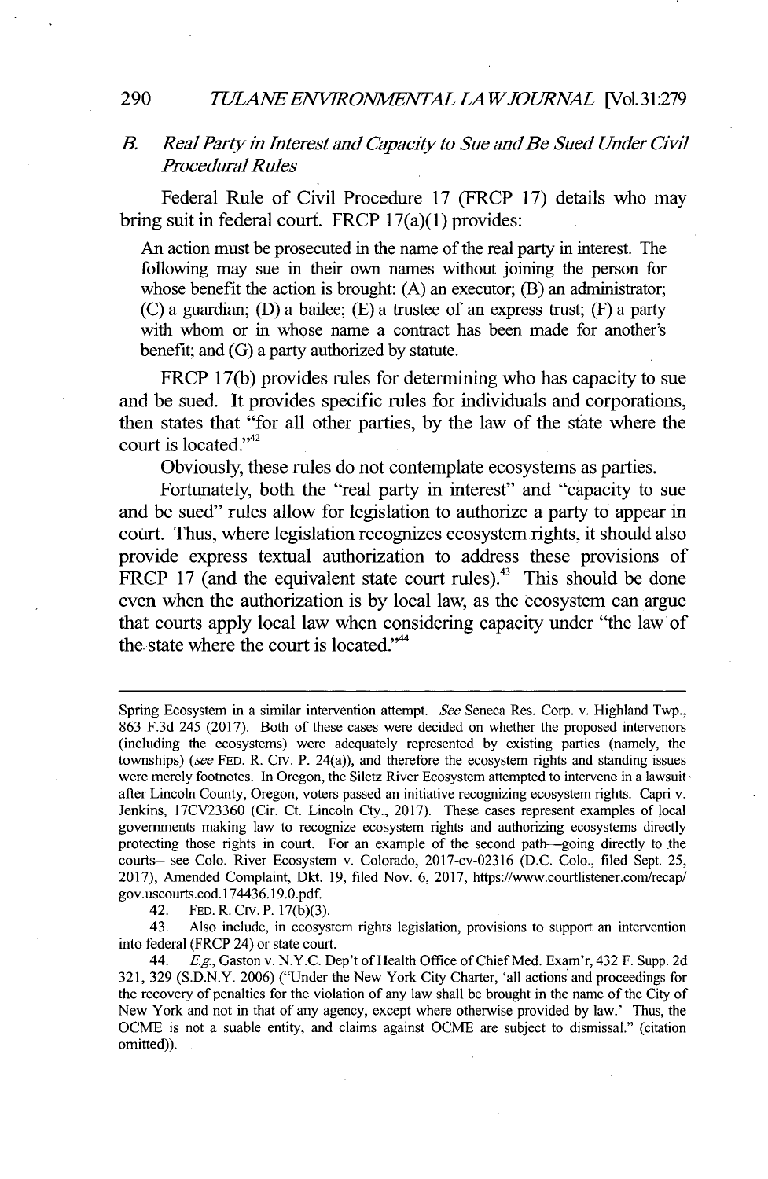### *B. Real Party in Interest and Capacity to Sue and Be Sued Under Civil Procedural Rules*

Federal Rule of Civil Procedure 17 (FRCP 17) details who may bring suit in federal court. FRCP 17(a)(1) provides:

> An action must be prosecuted in the name of the real party in interest. The following may sue in their own names without joining the person for whose benefit the action is brought: (A) an executor; (B) an administrator; (C) a guardian; (D) a bailee; (E) a trustee of an express trust; (F) a party with whom or in whose name a contract has been made for another's benefit; and (G) a party authorized by statute.

FRCP 17(b) provides rules for determining who has capacity to sue and be sued. It provides specific rules for individuals and corporations, then states that "for all other parties, by the law of the state where the court is located."[42]

Obviously, these rules do not contemplate ecosystems as parties.

Fortunately, both the "real party in interest" and "capacity to sue and be sued" rules allow for legislation to authorize a party to appear in court. Thus, where legislation recognizes ecosystem rights, it should also provide express textual authorization to address these provisions of FRCP 17 (and the equivalent state court rules).[43] This should be done even when the authorization is by local law, as the ecosystem can argue that courts apply local law when considering capacity under "the law of the state where the court is located."[44]

---

Spring Ecosystem in a similar intervention attempt. *See* Seneca Res. Corp. v. Highland Twp., 863 F.3d 245 (2017). Both of these cases were decided on whether the proposed intervenors (including the ecosystems) were adequately represented by existing parties (namely, the townships) (*see* FED. R. CIV. P. 24(a)), and therefore the ecosystem rights and standing issues were merely footnotes. In Oregon, the Siletz River Ecosystem attempted to intervene in a lawsuit after Lincoln County, Oregon, voters passed an initiative recognizing ecosystem rights. Capri v. Jenkins, 17CV23360 (Cir. Ct. Lincoln Cty., 2017). These cases represent examples of local governments making law to recognize ecosystem rights and authorizing ecosystems directly protecting those rights in court. For an example of the second path—going directly to the courts—see Colo. River Ecosystem v. Colorado, 2017-cv-02316 (D.C. Colo., filed Sept. 25, 2017), Amended Complaint, Dkt. 19, filed Nov. 6, 2017, https://www.courtlistener.com/recap/gov.uscourts.cod.174436.19.0.pdf.

42. FED. R. CIV. P. 17(b)(3).

43. Also include, in ecosystem rights legislation, provisions to support an intervention into federal (FRCP 24) or state court.

44. *E.g.*, Gaston v. N.Y.C. Dep't of Health Office of Chief Med. Exam'r, 432 F. Supp. 2d 321, 329 (S.D.N.Y. 2006) ("Under the New York City Charter, 'all actions and proceedings for the recovery of penalties for the violation of any law shall be brought in the name of the City of New York and not in that of any agency, except where otherwise provided by law.' Thus, the OCME is not a suable entity, and claims against OCME are subject to dismissal." (citation omitted)).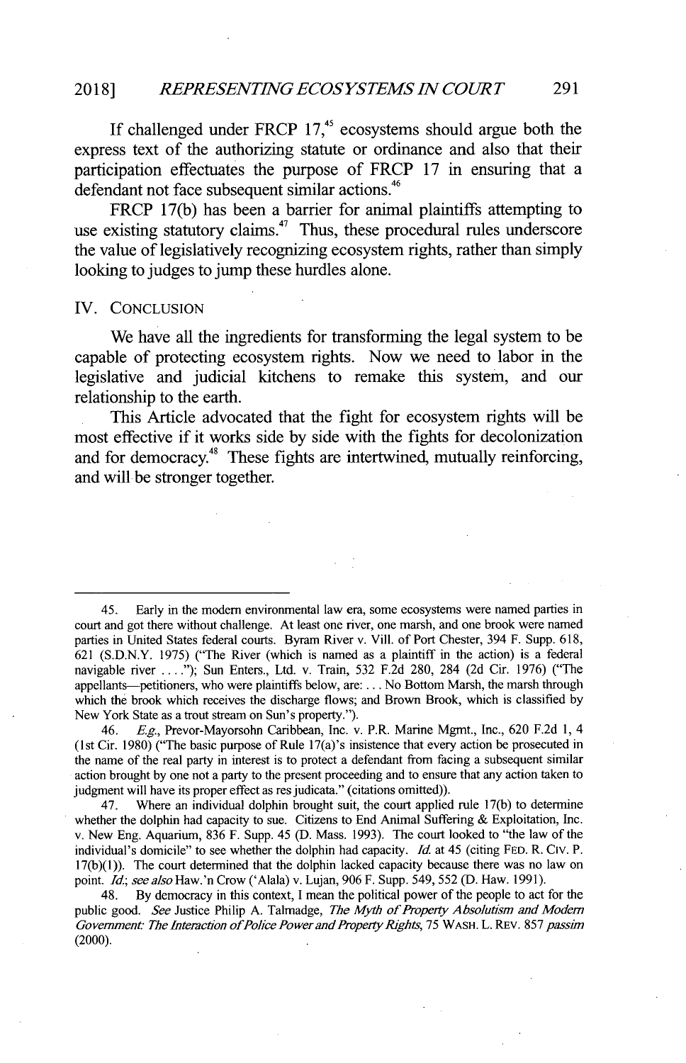If challenged under FRCP 17,[45] ecosystems should argue both the express text of the authorizing statute or ordinance and also that their participation effectuates the purpose of FRCP 17 in ensuring that a defendant not face subsequent similar actions.[46]

FRCP 17(b) has been a barrier for animal plaintiffs attempting to use existing statutory claims.[47] Thus, these procedural rules underscore the value of legislatively recognizing ecosystem rights, rather than simply looking to judges to jump these hurdles alone.

## IV. CONCLUSION

We have all the ingredients for transforming the legal system to be capable of protecting ecosystem rights. Now we need to labor in the legislative and judicial kitchens to remake this system, and our relationship to the earth.

This Article advocated that the fight for ecosystem rights will be most effective if it works side by side with the fights for decolonization and for democracy.[48] These fights are intertwined, mutually reinforcing, and will be stronger together.

---

45. Early in the modern environmental law era, some ecosystems were named parties in court and got there without challenge. At least one river, one marsh, and one brook were named parties in United States federal courts. Byram River v. Vill. of Port Chester, 394 F. Supp. 618, 621 (S.D.N.Y. 1975) ("The River (which is named as a plaintiff in the action) is a federal navigable river . . . ."); Sun Enters., Ltd. v. Train, 532 F.2d 280, 284 (2d Cir. 1976) ("The appellants—petitioners, who were plaintiffs below, are: . . . No Bottom Marsh, the marsh through which the brook which receives the discharge flows; and Brown Brook, which is classified by New York State as a trout stream on Sun's property.").

46. *E.g.*, Prevor-Mayorsohn Caribbean, Inc. v. P.R. Marine Mgmt., Inc., 620 F.2d 1, 4 (1st Cir. 1980) ("The basic purpose of Rule 17(a)'s insistence that every action be prosecuted in the name of the real party in interest is to protect a defendant from facing a subsequent similar action brought by one not a party to the present proceeding and to ensure that any action taken to judgment will have its proper effect as res judicata." (citations omitted)).

47. Where an individual dolphin brought suit, the court applied rule 17(b) to determine whether the dolphin had capacity to sue. Citizens to End Animal Suffering & Exploitation, Inc. v. New Eng. Aquarium, 836 F. Supp. 45 (D. Mass. 1993). The court looked to "the law of the individual's domicile" to see whether the dolphin had capacity. *Id.* at 45 (citing FED. R. CIV. P. 17(b)(1)). The court determined that the dolphin lacked capacity because there was no law on point. *Id.*; *see also* Haw.'n Crow ('Alala) v. Lujan, 906 F. Supp. 549, 552 (D. Haw. 1991).

48. By democracy in this context, I mean the political power of the people to act for the public good. *See* Justice Philip A. Talmadge, *The Myth of Property Absolutism and Modern Government: The Interaction of Police Power and Property Rights*, 75 WASH. L. REV. 857 *passim* (2000).